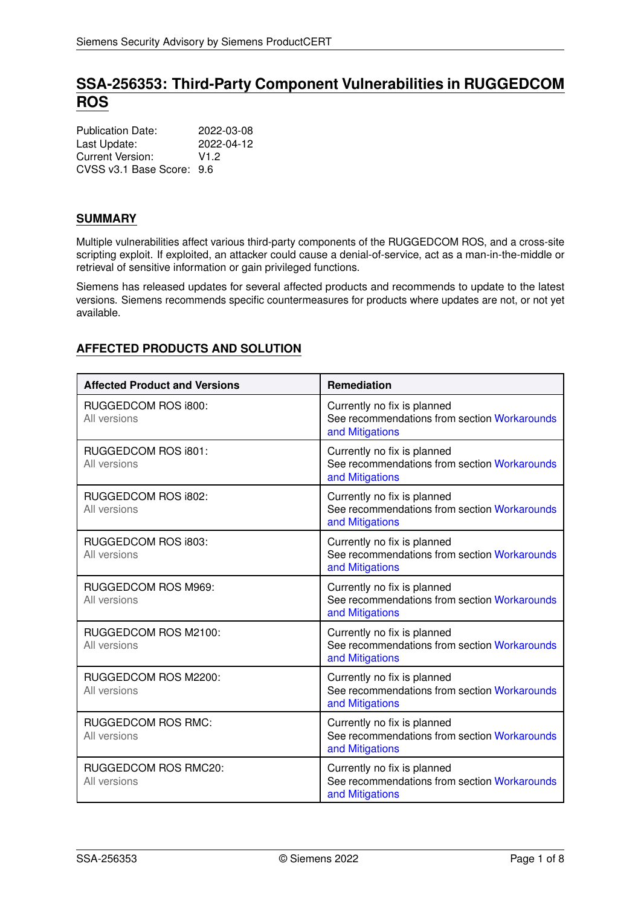# SSA-256353: Third-Party Component Vulnerabilities in RUGGEDCOM ROS

Publication Date: 2022-03-08
Last Update: 2022-04-12
Current Version: V1.2
CVSS v3.1 Base Score: 9.6

## SUMMARY

Multiple vulnerabilities affect various third-party components of the RUGGEDCOM ROS, and a cross-site scripting exploit. If exploited, an attacker could cause a denial-of-service, act as a man-in-the-middle or retrieval of sensitive information or gain privileged functions.

Siemens has released updates for several affected products and recommends to update to the latest versions. Siemens recommends specific countermeasures for products where updates are not, or not yet available.

## AFFECTED PRODUCTS AND SOLUTION

| Affected Product and Versions | Remediation |
|---|---|
| RUGGEDCOM ROS i800:<br>All versions | Currently no fix is planned<br>See recommendations from section Workarounds and Mitigations |
| RUGGEDCOM ROS i801:<br>All versions | Currently no fix is planned<br>See recommendations from section Workarounds and Mitigations |
| RUGGEDCOM ROS i802:<br>All versions | Currently no fix is planned<br>See recommendations from section Workarounds and Mitigations |
| RUGGEDCOM ROS i803:<br>All versions | Currently no fix is planned<br>See recommendations from section Workarounds and Mitigations |
| RUGGEDCOM ROS M969:<br>All versions | Currently no fix is planned<br>See recommendations from section Workarounds and Mitigations |
| RUGGEDCOM ROS M2100:<br>All versions | Currently no fix is planned<br>See recommendations from section Workarounds and Mitigations |
| RUGGEDCOM ROS M2200:<br>All versions | Currently no fix is planned<br>See recommendations from section Workarounds and Mitigations |
| RUGGEDCOM ROS RMC:<br>All versions | Currently no fix is planned<br>See recommendations from section Workarounds and Mitigations |
| RUGGEDCOM ROS RMC20:<br>All versions | Currently no fix is planned<br>See recommendations from section Workarounds and Mitigations |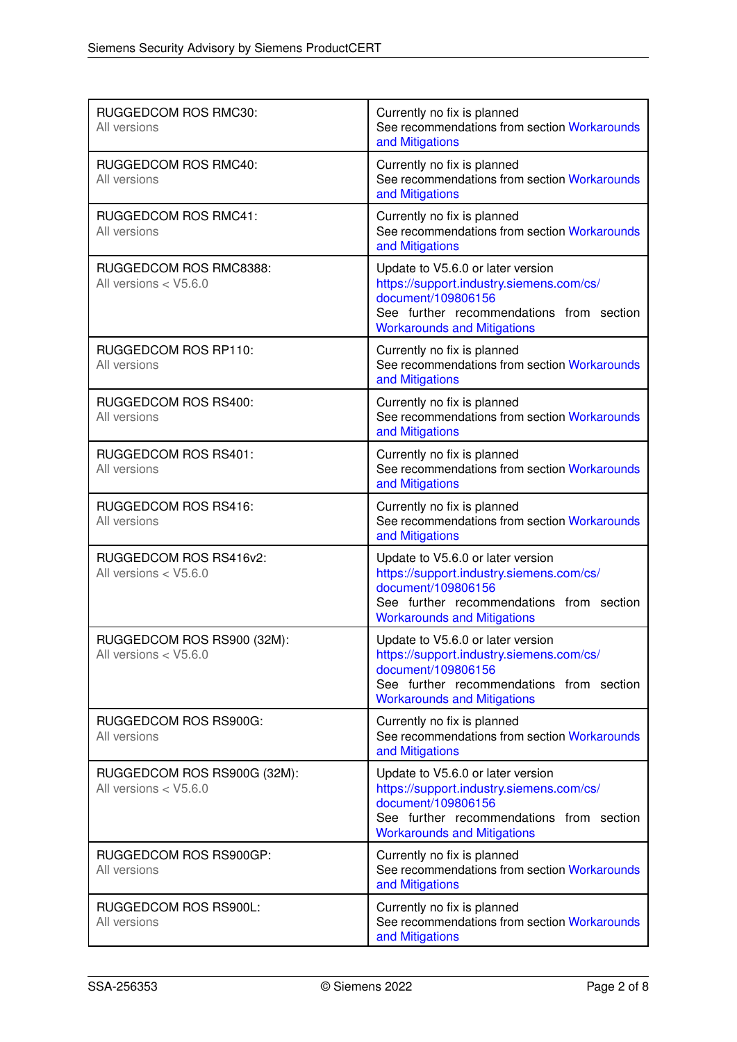| | |
|---|---|
| RUGGEDCOM ROS RMC30: All versions | Currently no fix is planned See recommendations from section Workarounds and Mitigations |
| RUGGEDCOM ROS RMC40: All versions | Currently no fix is planned See recommendations from section Workarounds and Mitigations |
| RUGGEDCOM ROS RMC41: All versions | Currently no fix is planned See recommendations from section Workarounds and Mitigations |
| RUGGEDCOM ROS RMC8388: All versions < V5.6.0 | Update to V5.6.0 or later version https://support.industry.siemens.com/cs/document/109806156 See further recommendations from section Workarounds and Mitigations |
| RUGGEDCOM ROS RP110: All versions | Currently no fix is planned See recommendations from section Workarounds and Mitigations |
| RUGGEDCOM ROS RS400: All versions | Currently no fix is planned See recommendations from section Workarounds and Mitigations |
| RUGGEDCOM ROS RS401: All versions | Currently no fix is planned See recommendations from section Workarounds and Mitigations |
| RUGGEDCOM ROS RS416: All versions | Currently no fix is planned See recommendations from section Workarounds and Mitigations |
| RUGGEDCOM ROS RS416v2: All versions < V5.6.0 | Update to V5.6.0 or later version https://support.industry.siemens.com/cs/document/109806156 See further recommendations from section Workarounds and Mitigations |
| RUGGEDCOM ROS RS900 (32M): All versions < V5.6.0 | Update to V5.6.0 or later version https://support.industry.siemens.com/cs/document/109806156 See further recommendations from section Workarounds and Mitigations |
| RUGGEDCOM ROS RS900G: All versions | Currently no fix is planned See recommendations from section Workarounds and Mitigations |
| RUGGEDCOM ROS RS900G (32M): All versions < V5.6.0 | Update to V5.6.0 or later version https://support.industry.siemens.com/cs/document/109806156 See further recommendations from section Workarounds and Mitigations |
| RUGGEDCOM ROS RS900GP: All versions | Currently no fix is planned See recommendations from section Workarounds and Mitigations |
| RUGGEDCOM ROS RS900L: All versions | Currently no fix is planned See recommendations from section Workarounds and Mitigations |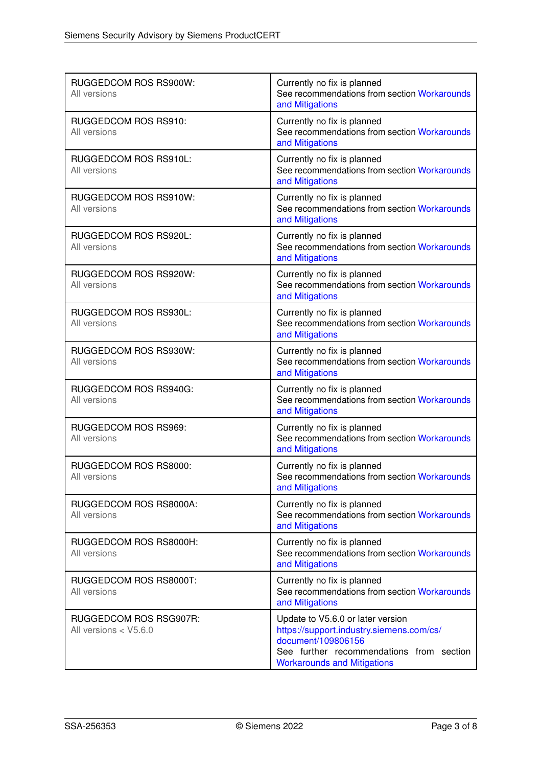| | |
|---|---|
| RUGGEDCOM ROS RS900W:<br>All versions | Currently no fix is planned<br>See recommendations from section Workarounds and Mitigations |
| RUGGEDCOM ROS RS910:<br>All versions | Currently no fix is planned<br>See recommendations from section Workarounds and Mitigations |
| RUGGEDCOM ROS RS910L:<br>All versions | Currently no fix is planned<br>See recommendations from section Workarounds and Mitigations |
| RUGGEDCOM ROS RS910W:<br>All versions | Currently no fix is planned<br>See recommendations from section Workarounds and Mitigations |
| RUGGEDCOM ROS RS920L:<br>All versions | Currently no fix is planned<br>See recommendations from section Workarounds and Mitigations |
| RUGGEDCOM ROS RS920W:<br>All versions | Currently no fix is planned<br>See recommendations from section Workarounds and Mitigations |
| RUGGEDCOM ROS RS930L:<br>All versions | Currently no fix is planned<br>See recommendations from section Workarounds and Mitigations |
| RUGGEDCOM ROS RS930W:<br>All versions | Currently no fix is planned<br>See recommendations from section Workarounds and Mitigations |
| RUGGEDCOM ROS RS940G:<br>All versions | Currently no fix is planned<br>See recommendations from section Workarounds and Mitigations |
| RUGGEDCOM ROS RS969:<br>All versions | Currently no fix is planned<br>See recommendations from section Workarounds and Mitigations |
| RUGGEDCOM ROS RS8000:<br>All versions | Currently no fix is planned<br>See recommendations from section Workarounds and Mitigations |
| RUGGEDCOM ROS RS8000A:<br>All versions | Currently no fix is planned<br>See recommendations from section Workarounds and Mitigations |
| RUGGEDCOM ROS RS8000H:<br>All versions | Currently no fix is planned<br>See recommendations from section Workarounds and Mitigations |
| RUGGEDCOM ROS RS8000T:<br>All versions | Currently no fix is planned<br>See recommendations from section Workarounds and Mitigations |
| RUGGEDCOM ROS RSG907R:<br>All versions < V5.6.0 | Update to V5.6.0 or later version<br>https://support.industry.siemens.com/cs/document/109806156<br>See further recommendations from section Workarounds and Mitigations |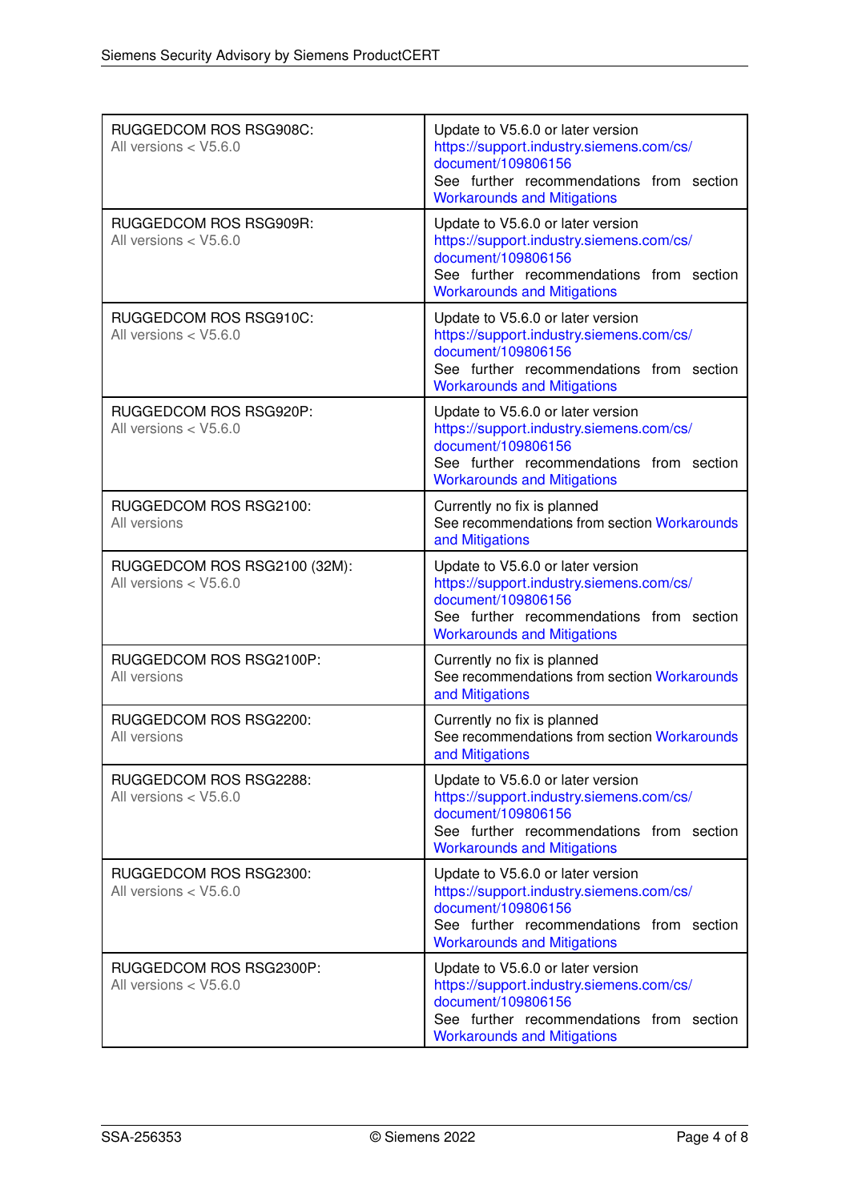| | |
|---|---|
| RUGGEDCOM ROS RSG908C:<br>All versions < V5.6.0 | Update to V5.6.0 or later version<br>https://support.industry.siemens.com/cs/document/109806156<br>See further recommendations from section Workarounds and Mitigations |
| RUGGEDCOM ROS RSG909R:<br>All versions < V5.6.0 | Update to V5.6.0 or later version<br>https://support.industry.siemens.com/cs/document/109806156<br>See further recommendations from section Workarounds and Mitigations |
| RUGGEDCOM ROS RSG910C:<br>All versions < V5.6.0 | Update to V5.6.0 or later version<br>https://support.industry.siemens.com/cs/document/109806156<br>See further recommendations from section Workarounds and Mitigations |
| RUGGEDCOM ROS RSG920P:<br>All versions < V5.6.0 | Update to V5.6.0 or later version<br>https://support.industry.siemens.com/cs/document/109806156<br>See further recommendations from section Workarounds and Mitigations |
| RUGGEDCOM ROS RSG2100:<br>All versions | Currently no fix is planned<br>See recommendations from section Workarounds and Mitigations |
| RUGGEDCOM ROS RSG2100 (32M):<br>All versions < V5.6.0 | Update to V5.6.0 or later version<br>https://support.industry.siemens.com/cs/document/109806156<br>See further recommendations from section Workarounds and Mitigations |
| RUGGEDCOM ROS RSG2100P:<br>All versions | Currently no fix is planned<br>See recommendations from section Workarounds and Mitigations |
| RUGGEDCOM ROS RSG2200:<br>All versions | Currently no fix is planned<br>See recommendations from section Workarounds and Mitigations |
| RUGGEDCOM ROS RSG2288:<br>All versions < V5.6.0 | Update to V5.6.0 or later version<br>https://support.industry.siemens.com/cs/document/109806156<br>See further recommendations from section Workarounds and Mitigations |
| RUGGEDCOM ROS RSG2300:<br>All versions < V5.6.0 | Update to V5.6.0 or later version<br>https://support.industry.siemens.com/cs/document/109806156<br>See further recommendations from section Workarounds and Mitigations |
| RUGGEDCOM ROS RSG2300P:<br>All versions < V5.6.0 | Update to V5.6.0 or later version<br>https://support.industry.siemens.com/cs/document/109806156<br>See further recommendations from section Workarounds and Mitigations |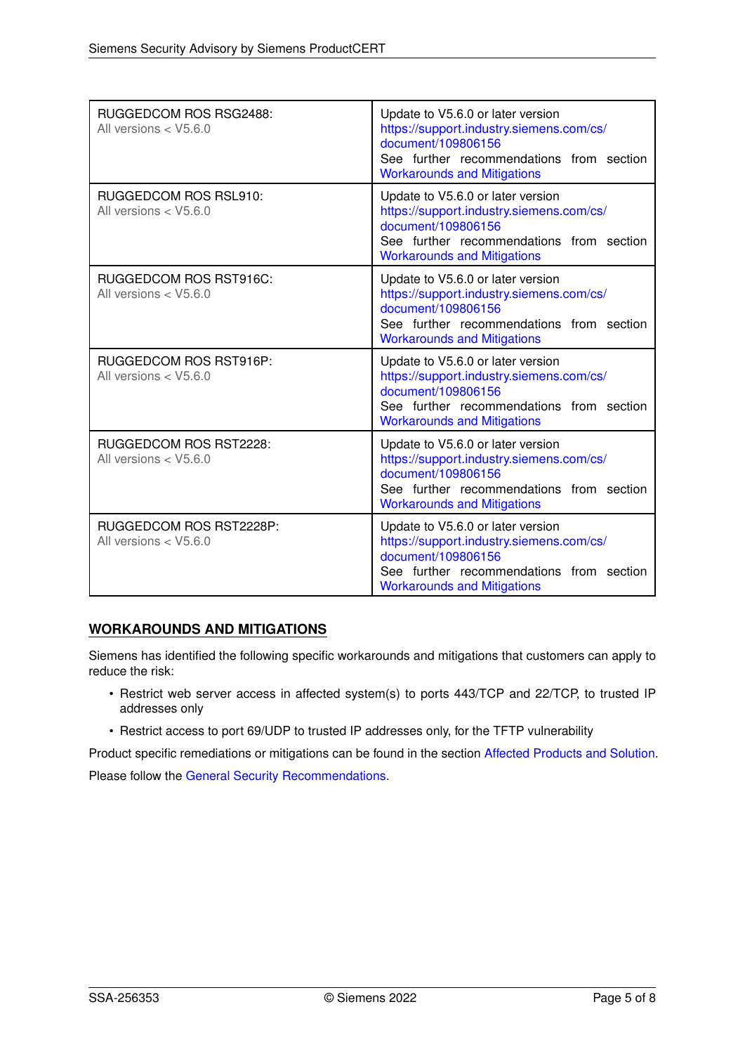| | |
|---|---|
| RUGGEDCOM ROS RSG2488:<br>All versions < V5.6.0 | Update to V5.6.0 or later version<br>https://support.industry.siemens.com/cs/document/109806156<br>See further recommendations from section Workarounds and Mitigations |
| RUGGEDCOM ROS RSL910:<br>All versions < V5.6.0 | Update to V5.6.0 or later version<br>https://support.industry.siemens.com/cs/document/109806156<br>See further recommendations from section Workarounds and Mitigations |
| RUGGEDCOM ROS RST916C:<br>All versions < V5.6.0 | Update to V5.6.0 or later version<br>https://support.industry.siemens.com/cs/document/109806156<br>See further recommendations from section Workarounds and Mitigations |
| RUGGEDCOM ROS RST916P:<br>All versions < V5.6.0 | Update to V5.6.0 or later version<br>https://support.industry.siemens.com/cs/document/109806156<br>See further recommendations from section Workarounds and Mitigations |
| RUGGEDCOM ROS RST2228:<br>All versions < V5.6.0 | Update to V5.6.0 or later version<br>https://support.industry.siemens.com/cs/document/109806156<br>See further recommendations from section Workarounds and Mitigations |
| RUGGEDCOM ROS RST2228P:<br>All versions < V5.6.0 | Update to V5.6.0 or later version<br>https://support.industry.siemens.com/cs/document/109806156<br>See further recommendations from section Workarounds and Mitigations |

## WORKAROUNDS AND MITIGATIONS

Siemens has identified the following specific workarounds and mitigations that customers can apply to reduce the risk:

- Restrict web server access in affected system(s) to ports 443/TCP and 22/TCP, to trusted IP addresses only
- Restrict access to port 69/UDP to trusted IP addresses only, for the TFTP vulnerability

Product specific remediations or mitigations can be found in the section Affected Products and Solution.

Please follow the General Security Recommendations.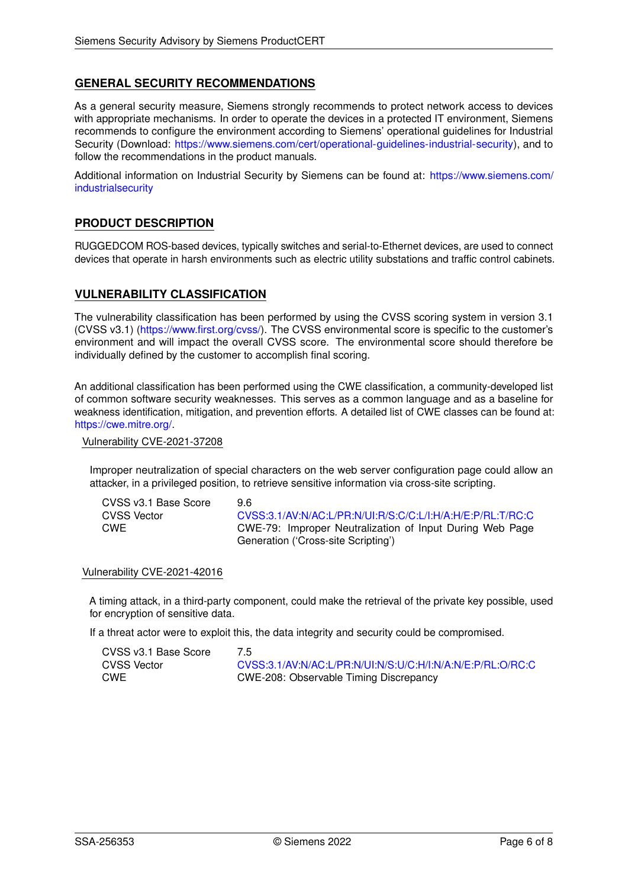## GENERAL SECURITY RECOMMENDATIONS

As a general security measure, Siemens strongly recommends to protect network access to devices with appropriate mechanisms. In order to operate the devices in a protected IT environment, Siemens recommends to configure the environment according to Siemens' operational guidelines for Industrial Security (Download: https://www.siemens.com/cert/operational-guidelines-industrial-security), and to follow the recommendations in the product manuals.

Additional information on Industrial Security by Siemens can be found at: https://www.siemens.com/industrialsecurity

## PRODUCT DESCRIPTION

RUGGEDCOM ROS-based devices, typically switches and serial-to-Ethernet devices, are used to connect devices that operate in harsh environments such as electric utility substations and traffic control cabinets.

## VULNERABILITY CLASSIFICATION

The vulnerability classification has been performed by using the CVSS scoring system in version 3.1 (CVSS v3.1) (https://www.first.org/cvss/). The CVSS environmental score is specific to the customer's environment and will impact the overall CVSS score. The environmental score should therefore be individually defined by the customer to accomplish final scoring.

An additional classification has been performed using the CWE classification, a community-developed list of common software security weaknesses. This serves as a common language and as a baseline for weakness identification, mitigation, and prevention efforts. A detailed list of CWE classes can be found at: https://cwe.mitre.org/.

### Vulnerability CVE-2021-37208

Improper neutralization of special characters on the web server configuration page could allow an attacker, in a privileged position, to retrieve sensitive information via cross-site scripting.

| | |
|---|---|
| CVSS v3.1 Base Score | 9.6 |
| CVSS Vector | CVSS:3.1/AV:N/AC:L/PR:N/UI:R/S:C/C:L/I:H/A:H/E:P/RL:T/RC:C |
| CWE | CWE-79: Improper Neutralization of Input During Web Page Generation ('Cross-site Scripting') |

### Vulnerability CVE-2021-42016

A timing attack, in a third-party component, could make the retrieval of the private key possible, used for encryption of sensitive data.

If a threat actor were to exploit this, the data integrity and security could be compromised.

| | |
|---|---|
| CVSS v3.1 Base Score | 7.5 |
| CVSS Vector | CVSS:3.1/AV:N/AC:L/PR:N/UI:N/S:U/C:H/I:N/A:N/E:P/RL:O/RC:C |
| CWE | CWE-208: Observable Timing Discrepancy |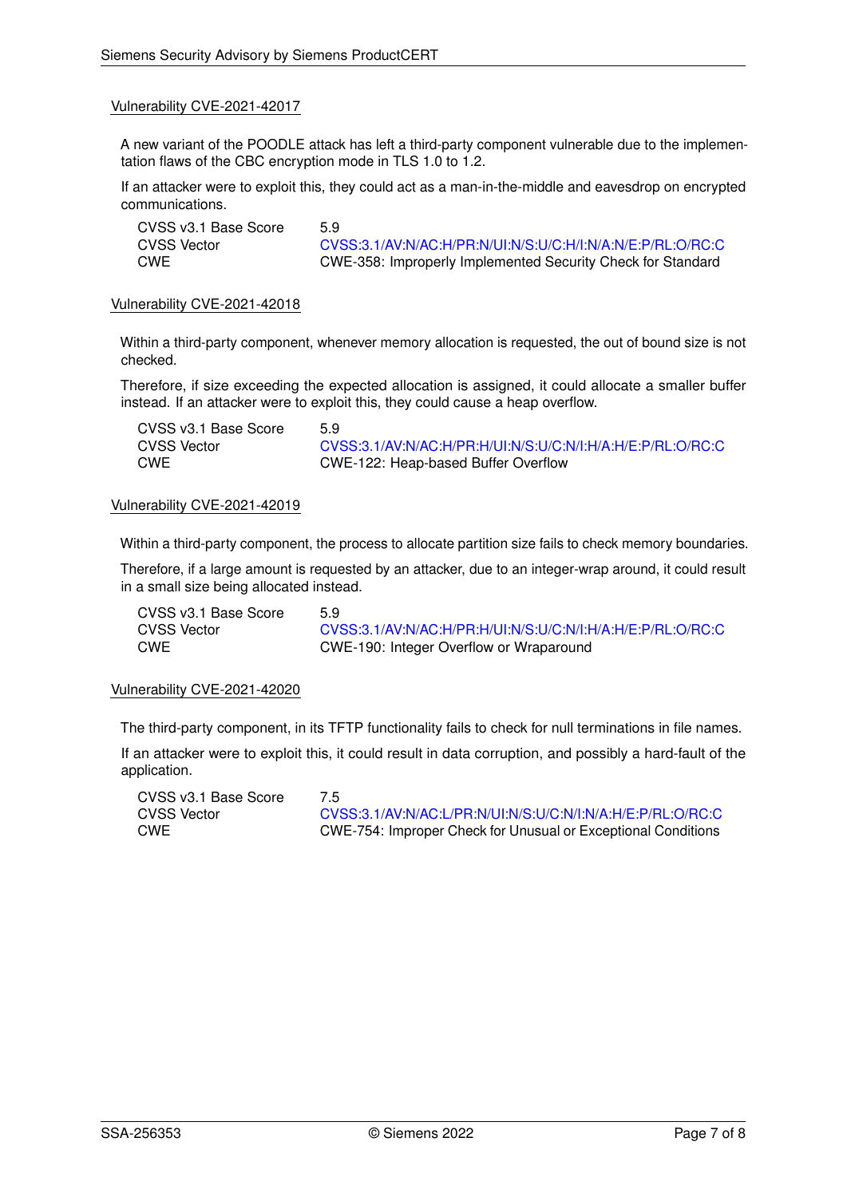### Vulnerability CVE-2021-42017

A new variant of the POODLE attack has left a third-party component vulnerable due to the implementation flaws of the CBC encryption mode in TLS 1.0 to 1.2.

If an attacker were to exploit this, they could act as a man-in-the-middle and eavesdrop on encrypted communications.

| | |
|---|---|
| CVSS v3.1 Base Score | 5.9 |
| CVSS Vector | CVSS:3.1/AV:N/AC:H/PR:N/UI:N/S:U/C:H/I:N/A:N/E:P/RL:O/RC:C |
| CWE | CWE-358: Improperly Implemented Security Check for Standard |

### Vulnerability CVE-2021-42018

Within a third-party component, whenever memory allocation is requested, the out of bound size is not checked.

Therefore, if size exceeding the expected allocation is assigned, it could allocate a smaller buffer instead. If an attacker were to exploit this, they could cause a heap overflow.

| | |
|---|---|
| CVSS v3.1 Base Score | 5.9 |
| CVSS Vector | CVSS:3.1/AV:N/AC:H/PR:H/UI:N/S:U/C:N/I:H/A:H/E:P/RL:O/RC:C |
| CWE | CWE-122: Heap-based Buffer Overflow |

### Vulnerability CVE-2021-42019

Within a third-party component, the process to allocate partition size fails to check memory boundaries.

Therefore, if a large amount is requested by an attacker, due to an integer-wrap around, it could result in a small size being allocated instead.

| | |
|---|---|
| CVSS v3.1 Base Score | 5.9 |
| CVSS Vector | CVSS:3.1/AV:N/AC:H/PR:H/UI:N/S:U/C:N/I:H/A:H/E:P/RL:O/RC:C |
| CWE | CWE-190: Integer Overflow or Wraparound |

### Vulnerability CVE-2021-42020

The third-party component, in its TFTP functionality fails to check for null terminations in file names.

If an attacker were to exploit this, it could result in data corruption, and possibly a hard-fault of the application.

| | |
|---|---|
| CVSS v3.1 Base Score | 7.5 |
| CVSS Vector | CVSS:3.1/AV:N/AC:L/PR:N/UI:N/S:U/C:N/I:N/A:H/E:P/RL:O/RC:C |
| CWE | CWE-754: Improper Check for Unusual or Exceptional Conditions |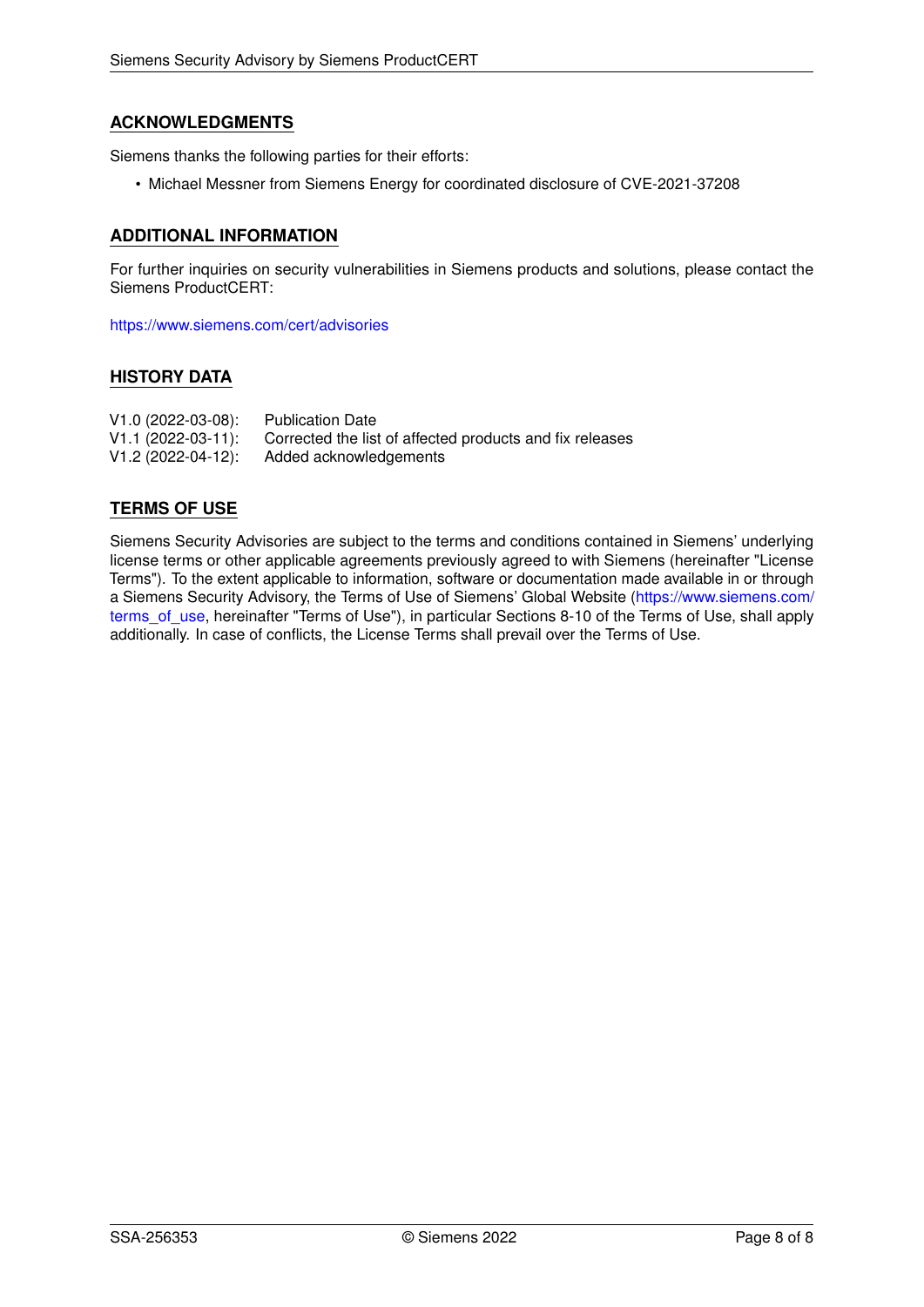## ACKNOWLEDGMENTS

Siemens thanks the following parties for their efforts:

- Michael Messner from Siemens Energy for coordinated disclosure of CVE-2021-37208

## ADDITIONAL INFORMATION

For further inquiries on security vulnerabilities in Siemens products and solutions, please contact the Siemens ProductCERT:

https://www.siemens.com/cert/advisories

## HISTORY DATA

| | |
|---|---|
| V1.0 (2022-03-08): | Publication Date |
| V1.1 (2022-03-11): | Corrected the list of affected products and fix releases |
| V1.2 (2022-04-12): | Added acknowledgements |

## TERMS OF USE

Siemens Security Advisories are subject to the terms and conditions contained in Siemens' underlying license terms or other applicable agreements previously agreed to with Siemens (hereinafter "License Terms"). To the extent applicable to information, software or documentation made available in or through a Siemens Security Advisory, the Terms of Use of Siemens' Global Website (https://www.siemens.com/terms_of_use, hereinafter "Terms of Use"), in particular Sections 8-10 of the Terms of Use, shall apply additionally. In case of conflicts, the License Terms shall prevail over the Terms of Use.